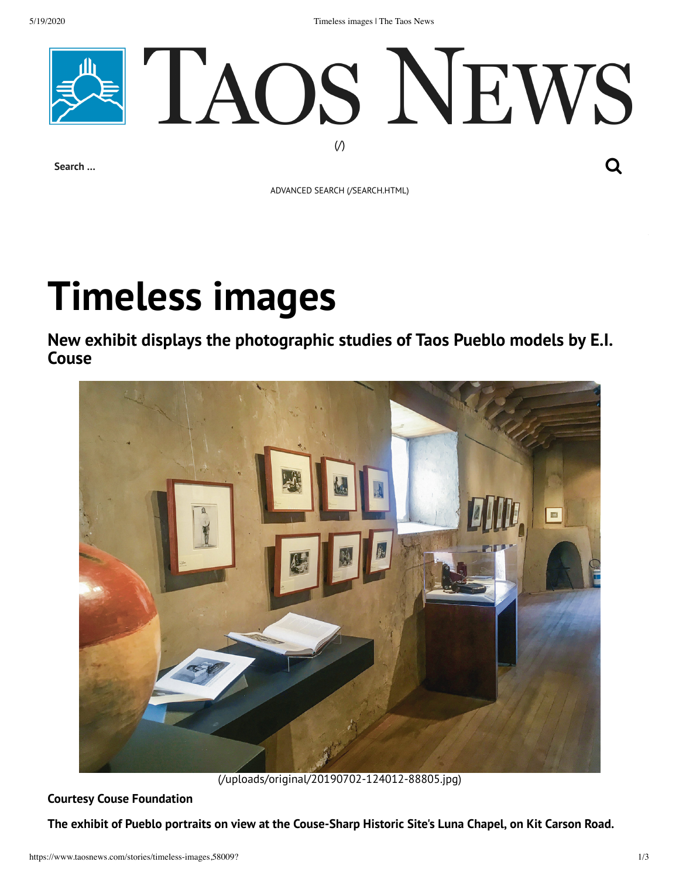# Timeless images

## New exhibit displays the photographic studies of Taos Pueblo models by E.I. Couse

(/uploads/original/20190702-124012-88805.jpg)

**Courtesy Couse Foundation**

**The exhibit of Pueblo portraits on view at the Couse-Sharp Historic Site's Luna Chapel, on Kit Carson Road.**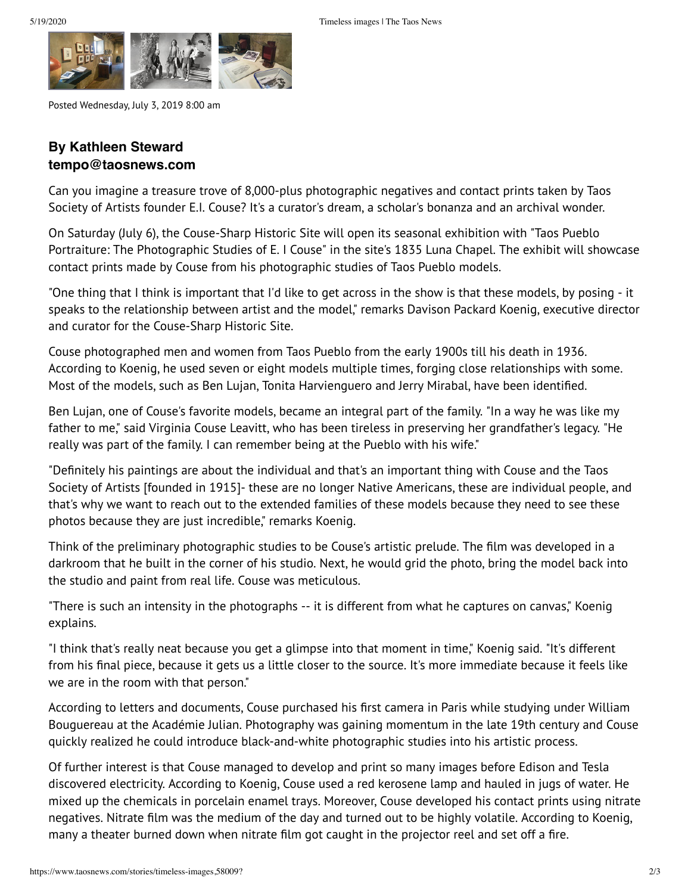Posted Wednesday, July 3, 2019 8:00 am

**By Kathleen Steward**
**tempo@taosnews.com**

Can you imagine a treasure trove of 8,000-plus photographic negatives and contact prints taken by Taos Society of Artists founder E.I. Couse? It's a curator's dream, a scholar's bonanza and an archival wonder.

On Saturday (July 6), the Couse-Sharp Historic Site will open its seasonal exhibition with "Taos Pueblo Portraiture: The Photographic Studies of E. I Couse" in the site's 1835 Luna Chapel. The exhibit will showcase contact prints made by Couse from his photographic studies of Taos Pueblo models.

"One thing that I think is important that I'd like to get across in the show is that these models, by posing - it speaks to the relationship between artist and the model," remarks Davison Packard Koenig, executive director and curator for the Couse-Sharp Historic Site.

Couse photographed men and women from Taos Pueblo from the early 1900s till his death in 1936. According to Koenig, he used seven or eight models multiple times, forging close relationships with some. Most of the models, such as Ben Lujan, Tonita Harvienguero and Jerry Mirabal, have been identified.

Ben Lujan, one of Couse's favorite models, became an integral part of the family. "In a way he was like my father to me," said Virginia Couse Leavitt, who has been tireless in preserving her grandfather's legacy. "He really was part of the family. I can remember being at the Pueblo with his wife."

"Definitely his paintings are about the individual and that's an important thing with Couse and the Taos Society of Artists [founded in 1915]- these are no longer Native Americans, these are individual people, and that's why we want to reach out to the extended families of these models because they need to see these photos because they are just incredible," remarks Koenig.

Think of the preliminary photographic studies to be Couse's artistic prelude. The film was developed in a darkroom that he built in the corner of his studio. Next, he would grid the photo, bring the model back into the studio and paint from real life. Couse was meticulous.

"There is such an intensity in the photographs -- it is different from what he captures on canvas," Koenig explains.

"I think that's really neat because you get a glimpse into that moment in time," Koenig said. "It's different from his final piece, because it gets us a little closer to the source. It's more immediate because it feels like we are in the room with that person."

According to letters and documents, Couse purchased his first camera in Paris while studying under William Bouguereau at the Académie Julian. Photography was gaining momentum in the late 19th century and Couse quickly realized he could introduce black-and-white photographic studies into his artistic process.

Of further interest is that Couse managed to develop and print so many images before Edison and Tesla discovered electricity. According to Koenig, Couse used a red kerosene lamp and hauled in jugs of water. He mixed up the chemicals in porcelain enamel trays. Moreover, Couse developed his contact prints using nitrate negatives. Nitrate film was the medium of the day and turned out to be highly volatile. According to Koenig, many a theater burned down when nitrate film got caught in the projector reel and set off a fire.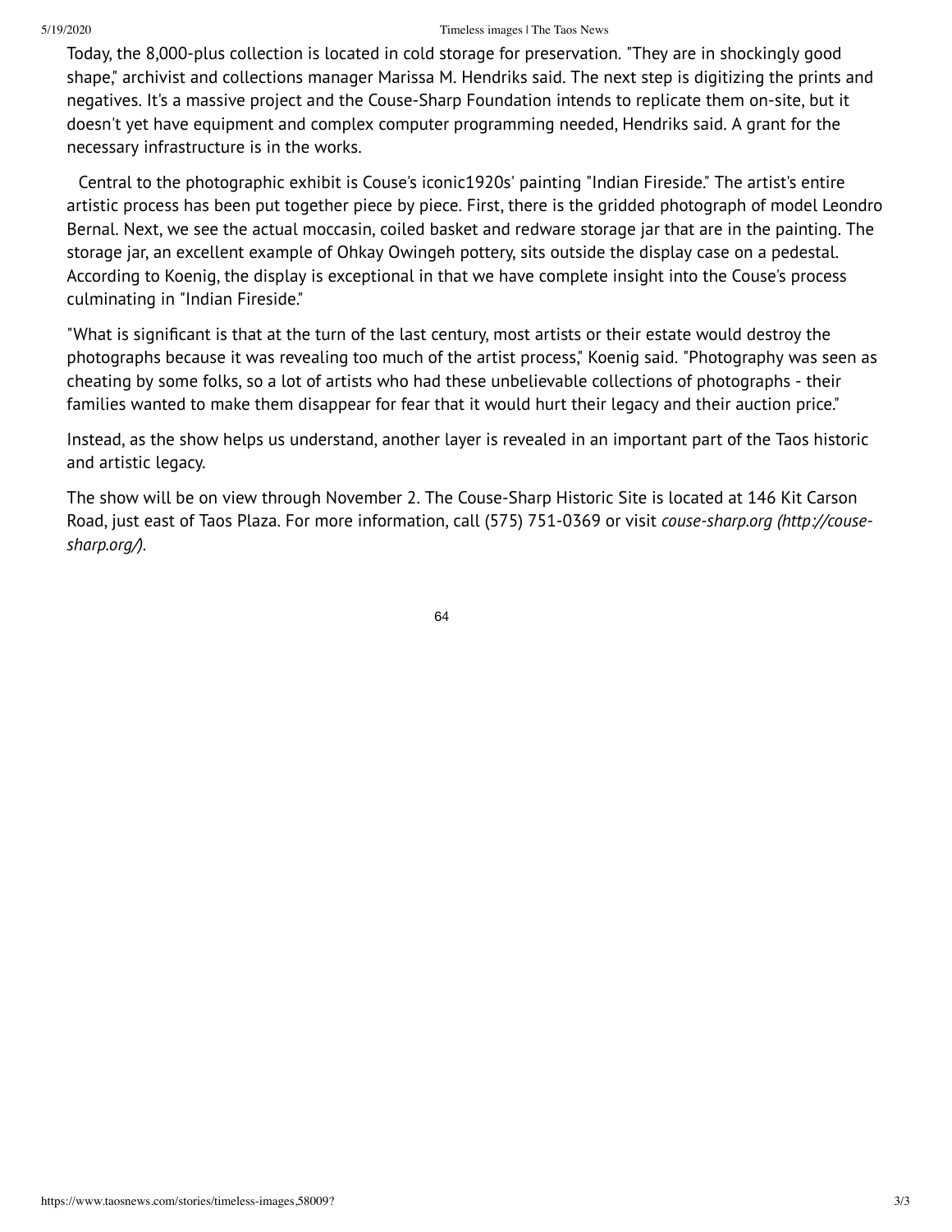Today, the 8,000-plus collection is located in cold storage for preservation. "They are in shockingly good shape," archivist and collections manager Marissa M. Hendriks said. The next step is digitizing the prints and negatives. It's a massive project and the Couse-Sharp Foundation intends to replicate them on-site, but it doesn't yet have equipment and complex computer programming needed, Hendriks said. A grant for the necessary infrastructure is in the works.

Central to the photographic exhibit is Couse's iconic1920s' painting "Indian Fireside." The artist's entire artistic process has been put together piece by piece. First, there is the gridded photograph of model Leondro Bernal. Next, we see the actual moccasin, coiled basket and redware storage jar that are in the painting. The storage jar, an excellent example of Ohkay Owingeh pottery, sits outside the display case on a pedestal. According to Koenig, the display is exceptional in that we have complete insight into the Couse's process culminating in "Indian Fireside."

"What is significant is that at the turn of the last century, most artists or their estate would destroy the photographs because it was revealing too much of the artist process," Koenig said. "Photography was seen as cheating by some folks, so a lot of artists who had these unbelievable collections of photographs - their families wanted to make them disappear for fear that it would hurt their legacy and their auction price."

Instead, as the show helps us understand, another layer is revealed in an important part of the Taos historic and artistic legacy.

The show will be on view through November 2. The Couse-Sharp Historic Site is located at 146 Kit Carson Road, just east of Taos Plaza. For more information, call (575) 751-0369 or visit *couse-sharp.org (http://couse-sharp.org/).*